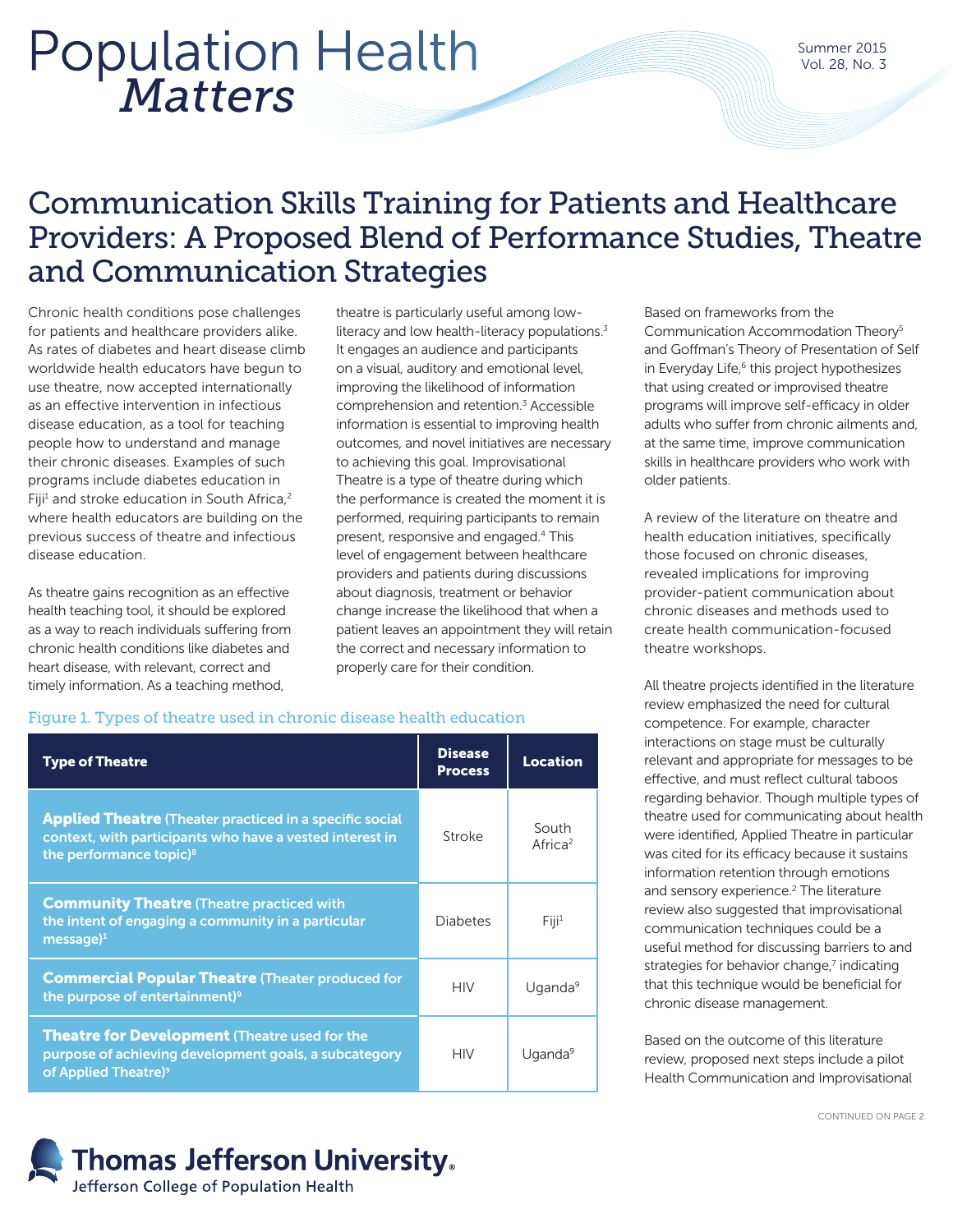# Population Health *Matters*

## Communication Skills Training for Patients and Healthcare Providers: A Proposed Blend of Performance Studies, Theatre and Communication Strategies

Chronic health conditions pose challenges for patients and healthcare providers alike. As rates of diabetes and heart disease climb worldwide health educators have begun to use theatre, now accepted internationally as an effective intervention in infectious disease education, as a tool for teaching people how to understand and manage their chronic diseases. Examples of such programs include diabetes education in Fiji[1] and stroke education in South Africa,[2] where health educators are building on the previous success of theatre and infectious disease education.

As theatre gains recognition as an effective health teaching tool, it should be explored as a way to reach individuals suffering from chronic health conditions like diabetes and heart disease, with relevant, correct and timely information. As a teaching method, theatre is particularly useful among low-literacy and low health-literacy populations.[3] It engages an audience and participants on a visual, auditory and emotional level, improving the likelihood of information comprehension and retention.[3] Accessible information is essential to improving health outcomes, and novel initiatives are necessary to achieving this goal. Improvisational Theatre is a type of theatre during which the performance is created the moment it is performed, requiring participants to remain present, responsive and engaged.[4] This level of engagement between healthcare providers and patients during discussions about diagnosis, treatment or behavior change increase the likelihood that when a patient leaves an appointment they will retain the correct and necessary information to properly care for their condition.

Figure 1. Types of theatre used in chronic disease health education

| Type of Theatre | Disease Process | Location |
|---|---|---|
| **Applied Theatre** (Theater practiced in a specific social context, with participants who have a vested interest in the performance topic)[8] | Stroke | South Africa[2] |
| **Community Theatre** (Theatre practiced with the intent of engaging a community in a particular message)[1] | Diabetes | Fiji[1] |
| **Commercial Popular Theatre** (Theater produced for the purpose of entertainment)[9] | HIV | Uganda[9] |
| **Theatre for Development** (Theatre used for the purpose of achieving development goals, a subcategory of Applied Theatre)[9] | HIV | Uganda[9] |

Based on frameworks from the Communication Accommodation Theory[5] and Goffman's Theory of Presentation of Self in Everyday Life,[6] this project hypothesizes that using created or improvised theatre programs will improve self-efficacy in older adults who suffer from chronic ailments and, at the same time, improve communication skills in healthcare providers who work with older patients.

A review of the literature on theatre and health education initiatives, specifically those focused on chronic diseases, revealed implications for improving provider-patient communication about chronic diseases and methods used to create health communication-focused theatre workshops.

All theatre projects identified in the literature review emphasized the need for cultural competence. For example, character interactions on stage must be culturally relevant and appropriate for messages to be effective, and must reflect cultural taboos regarding behavior. Though multiple types of theatre used for communicating about health were identified, Applied Theatre in particular was cited for its efficacy because it sustains information retention through emotions and sensory experience.[2] The literature review also suggested that improvisational communication techniques could be a useful method for discussing barriers to and strategies for behavior change,[7] indicating that this technique would be beneficial for chronic disease management.

Based on the outcome of this literature review, proposed next steps include a pilot Health Communication and Improvisational

CONTINUED ON PAGE 2

**Thomas Jefferson University**
Jefferson College of Population Health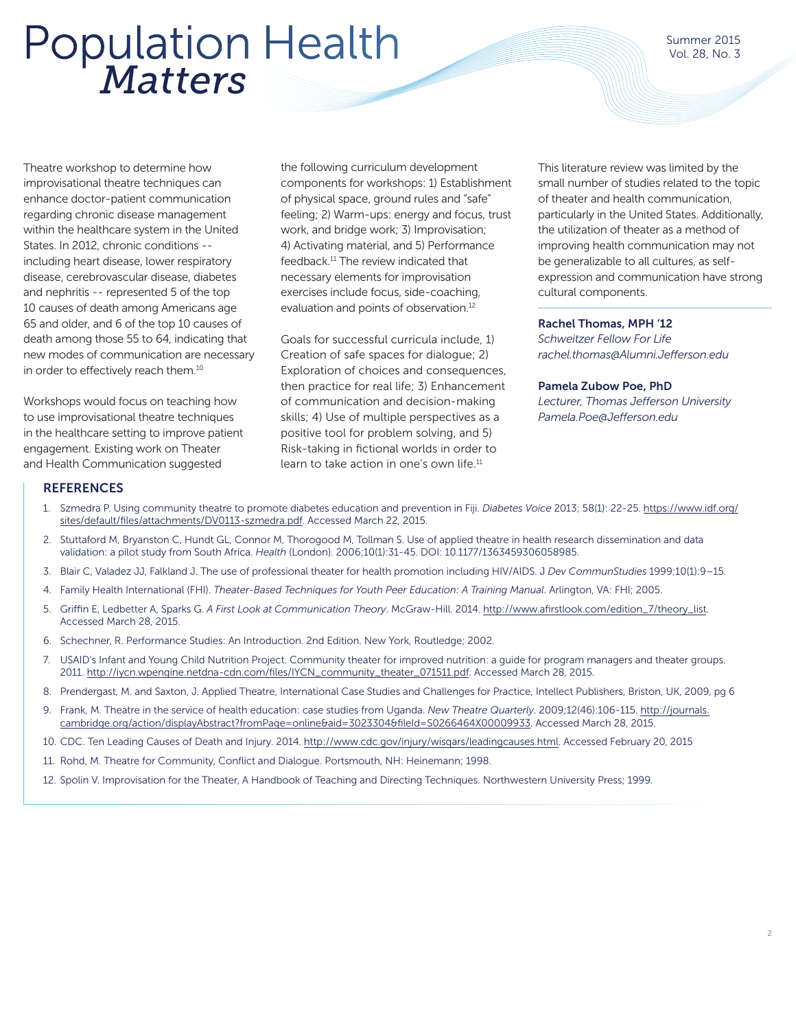Theatre workshop to determine how improvisational theatre techniques can enhance doctor-patient communication regarding chronic disease management within the healthcare system in the United States. In 2012, chronic conditions -- including heart disease, lower respiratory disease, cerebrovascular disease, diabetes and nephritis -- represented 5 of the top 10 causes of death among Americans age 65 and older, and 6 of the top 10 causes of death among those 55 to 64, indicating that new modes of communication are necessary in order to effectively reach them.[10]

Workshops would focus on teaching how to use improvisational theatre techniques in the healthcare setting to improve patient engagement. Existing work on Theater and Health Communication suggested the following curriculum development components for workshops: 1) Establishment of physical space, ground rules and "safe" feeling; 2) Warm-ups: energy and focus, trust work, and bridge work; 3) Improvisation; 4) Activating material, and 5) Performance feedback.[11] The review indicated that necessary elements for improvisation exercises include focus, side-coaching, evaluation and points of observation.[12]

Goals for successful curricula include, 1) Creation of safe spaces for dialogue; 2) Exploration of choices and consequences, then practice for real life; 3) Enhancement of communication and decision-making skills; 4) Use of multiple perspectives as a positive tool for problem solving, and 5) Risk-taking in fictional worlds in order to learn to take action in one's own life.[11]

This literature review was limited by the small number of studies related to the topic of theater and health communication, particularly in the United States. Additionally, the utilization of theater as a method of improving health communication may not be generalizable to all cultures, as self-expression and communication have strong cultural components.

**Rachel Thomas, MPH '12**
*Schweitzer Fellow For Life*
*rachel.thomas@Alumni.Jefferson.edu*

**Pamela Zubow Poe, PhD**
*Lecturer, Thomas Jefferson University*
*Pamela.Poe@Jefferson.edu*

## REFERENCES

1. Szmedra P. Using community theatre to promote diabetes education and prevention in Fiji. *Diabetes Voice* 2013; 58(1): 22-25. https://www.idf.org/sites/default/files/attachments/DV0113-szmedra.pdf. Accessed March 22, 2015.
2. Stuttaford M, Bryanston C, Hundt GL, Connor M, Thorogood M, Tollman S. Use of applied theatre in health research dissemination and data validation: a pilot study from South Africa. *Health* (London). 2006;10(1):31-45. DOI: 10.1177/1363459306058985.
3. Blair C, Valadez JJ, Falkland J. The use of professional theater for health promotion including HIV/AIDS. J *Dev CommunStudies* 1999;10(1):9–15.
4. Family Health International (FHI). *Theater-Based Techniques for Youth Peer Education: A Training Manual*. Arlington, VA: FHI; 2005.
5. Griffin E, Ledbetter A, Sparks G. *A First Look at Communication Theory*. McGraw-Hill. 2014. http://www.afirstlook.com/edition_7/theory_list. Accessed March 28, 2015.
6. Schechner, R. Performance Studies: An Introduction. 2nd Edition. New York, Routledge; 2002.
7. USAID's Infant and Young Child Nutrition Project. Community theater for improved nutrition: a guide for program managers and theater groups. 2011. http://iycn.wpengine.netdna-cdn.com/files/IYCN_community_theater_071511.pdf. Accessed March 28, 2015.
8. Prendergast, M. and Saxton, J. Applied Theatre, International Case Studies and Challenges for Practice, Intellect Publishers, Briston, UK, 2009, pg 6
9. Frank, M. Theatre in the service of health education: case studies from Uganda. *New Theatre Quarterly*. 2009;12(46):106-115. http://journals.cambridge.org/action/displayAbstract?fromPage=online&aid=3023304&fileId=S0266464X00009933. Accessed March 28, 2015.
10. CDC. Ten Leading Causes of Death and Injury. 2014. http://www.cdc.gov/injury/wisqars/leadingcauses.html. Accessed February 20, 2015
11. Rohd, M. Theatre for Community, Conflict and Dialogue. Portsmouth, NH: Heinemann; 1998.
12. Spolin V. Improvisation for the Theater, A Handbook of Teaching and Directing Techniques. Northwestern University Press; 1999.